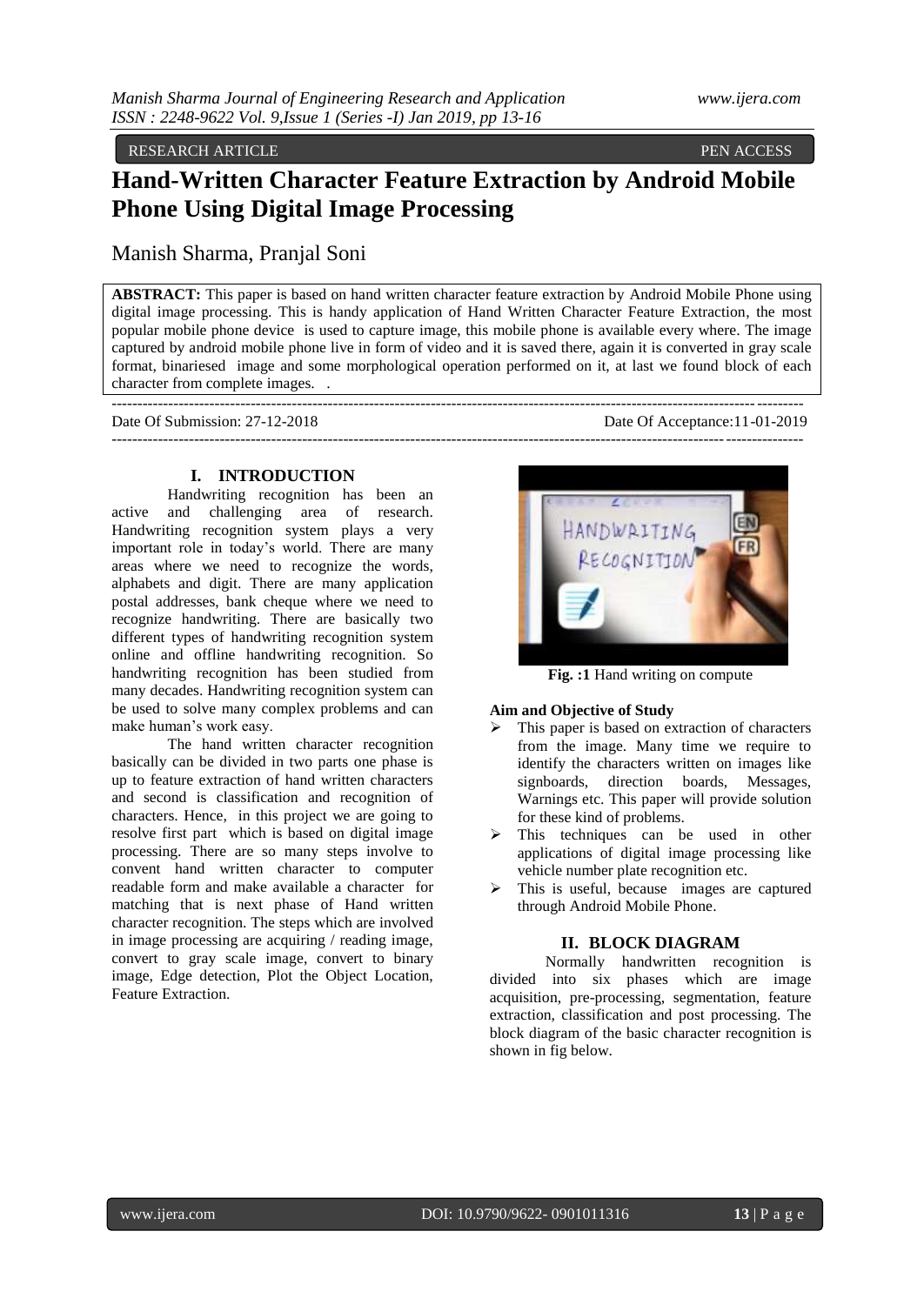RESEARCH ARTICLE OPEN ACCESS

# Hand-Written Character Feature Extraction by Android Mobile Phone Using Digital Image Processing

Manish Sharma, Pranjal Soni

**ABSTRACT:** This paper is based on hand written character feature extraction by Android Mobile Phone using digital image processing. This is handy application of Hand Written Character Feature Extraction, the most popular mobile phone device is used to capture image, this mobile phone is available every where. The image captured by android mobile phone live in form of video and it is saved there, again it is converted in gray scale format, binariesed image and some morphological operation performed on it, at last we found block of each character from complete images. .

---

Date Of Submission: 27-12-2018 Date Of Acceptance:11-01-2019

---

## I. INTRODUCTION

Handwriting recognition has been an active and challenging area of research. Handwriting recognition system plays a very important role in today's world. There are many areas where we need to recognize the words, alphabets and digit. There are many application postal addresses, bank cheque where we need to recognize handwriting. There are basically two different types of handwriting recognition system online and offline handwriting recognition. So handwriting recognition has been studied from many decades. Handwriting recognition system can be used to solve many complex problems and can make human's work easy.

The hand written character recognition basically can be divided in two parts one phase is up to feature extraction of hand written characters and second is classification and recognition of characters. Hence, in this project we are going to resolve first part which is based on digital image processing. There are so many steps involve to convent hand written character to computer readable form and make available a character for matching that is next phase of Hand written character recognition. The steps which are involved in image processing are acquiring / reading image, convert to gray scale image, convert to binary image, Edge detection, Plot the Object Location, Feature Extraction.

**Fig. :1** Hand writing on compute

**Aim and Objective of Study**

- This paper is based on extraction of characters from the image. Many time we require to identify the characters written on images like signboards, direction boards, Messages, Warnings etc. This paper will provide solution for these kind of problems.
- This techniques can be used in other applications of digital image processing like vehicle number plate recognition etc.
- This is useful, because images are captured through Android Mobile Phone.

## II. BLOCK DIAGRAM

Normally handwritten recognition is divided into six phases which are image acquisition, pre-processing, segmentation, feature extraction, classification and post processing. The block diagram of the basic character recognition is shown in fig below.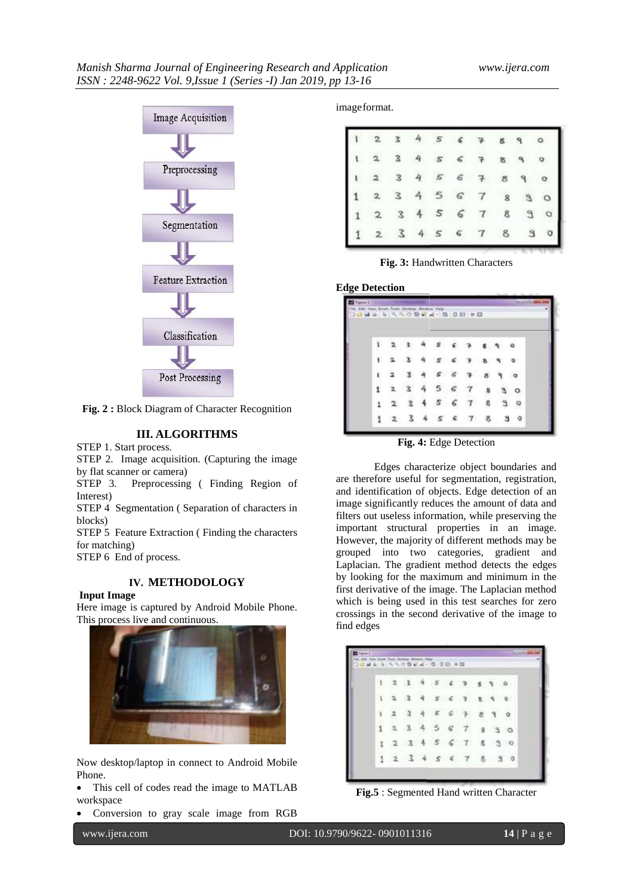Fig. 2 : Block Diagram of Character Recognition

## III. ALGORITHMS

STEP 1. Start process.
STEP 2. Image acquisition. (Capturing the image by flat scanner or camera)
STEP 3. Preprocessing ( Finding Region of Interest)
STEP 4 Segmentation ( Separation of characters in blocks)
STEP 5 Feature Extraction ( Finding the characters for matching)
STEP 6 End of process.

## IV. METHODOLOGY

**Input Image**

Here image is captured by Android Mobile Phone. This process live and continuous.

Now desktop/laptop in connect to Android Mobile Phone.

- This cell of codes read the image to MATLAB workspace
- Conversion to gray scale image from RGB imageformat.

**Fig. 3:** Handwritten Characters

**Edge Detection**

**Fig. 4:** Edge Detection

Edges characterize object boundaries and are therefore useful for segmentation, registration, and identification of objects. Edge detection of an image significantly reduces the amount of data and filters out useless information, while preserving the important structural properties in an image. However, the majority of different methods may be grouped into two categories, gradient and Laplacian. The gradient method detects the edges by looking for the maximum and minimum in the first derivative of the image. The Laplacian method which is being used in this test searches for zero crossings in the second derivative of the image to find edges

**Fig.5** : Segmented Hand written Character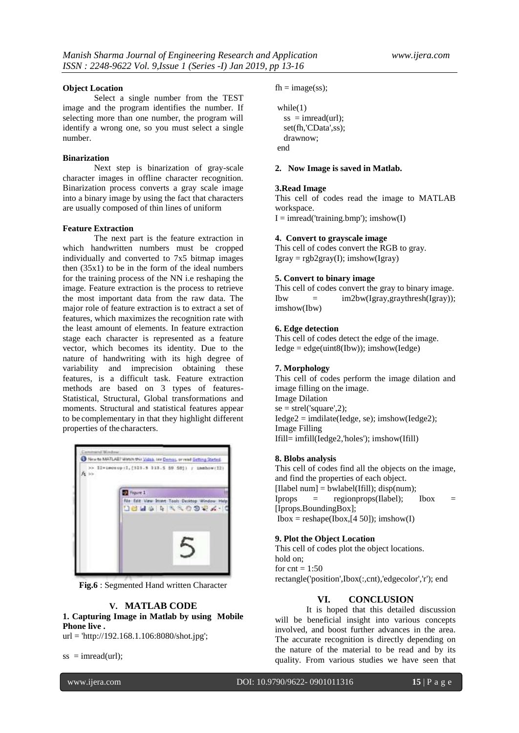**Object Location**

Select a single number from the TEST image and the program identifies the number. If selecting more than one number, the program will identify a wrong one, so you must select a single number.

**Binarization**

Next step is binarization of gray-scale character images in offline character recognition. Binarization process converts a gray scale image into a binary image by using the fact that characters are usually composed of thin lines of uniform

**Feature Extraction**

The next part is the feature extraction in which handwritten numbers must be cropped individually and converted to 7x5 bitmap images then (35x1) to be in the form of the ideal numbers for the training process of the NN i.e reshaping the image. Feature extraction is the process to retrieve the most important data from the raw data. The major role of feature extraction is to extract a set of features, which maximizes the recognition rate with the least amount of elements. In feature extraction stage each character is represented as a feature vector, which becomes its identity. Due to the nature of handwriting with its high degree of variability and imprecision obtaining these features, is a difficult task. Feature extraction methods are based on 3 types of features- Statistical, Structural, Global transformations and moments. Structural and statistical features appear to be complementary in that they highlight different properties of the characters.

**Fig.6** : Segmented Hand written Character

## V. MATLAB CODE

**1. Capturing Image in Matlab by using Mobile Phone live .**

```
url = 'http://192.168.1.106:8080/shot.jpg';

ss  = imread(url);

fh = image(ss);

while(1)
  ss  = imread(url);
  set(fh,'CData',ss);
  drawnow;
end
```

**2. Now Image is saved in Matlab.**

**3.Read Image**

This cell of codes read the image to MATLAB workspace.

```
I = imread('training.bmp'); imshow(I)
```

**4. Convert to grayscale image**

This cell of codes convert the RGB to gray.

```
Igray = rgb2gray(I); imshow(Igray)
```

**5. Convert to binary image**

This cell of codes convert the gray to binary image.

```
Ibw = im2bw(Igray,graythresh(Igray)); imshow(Ibw)
```

**6. Edge detection**

This cell of codes detect the edge of the image.

```
Iedge = edge(uint8(Ibw)); imshow(Iedge)
```

**7. Morphology**

This cell of codes perform the image dilation and image filling on the image.

Image Dilation

```
se = strel('square',2);
Iedge2 = imdilate(Iedge, se); imshow(Iedge2);
```

Image Filling

```
Ifill= imfill(Iedge2,'holes'); imshow(Ifill)
```

**8. Blobs analysis**

This cell of codes find all the objects on the image, and find the properties of each object.

```
[Ilabel num] = bwlabel(Ifill); disp(num);
Iprops = regionprops(Ilabel); Ibox = [Iprops.BoundingBox];
Ibox = reshape(Ibox,[4 50]); imshow(I)
```

**9. Plot the Object Location**

This cell of codes plot the object locations.

```
hold on;
for cnt = 1:50
rectangle('position',Ibox(:,cnt),'edgecolor','r'); end
```

## VI. CONCLUSION

It is hoped that this detailed discussion will be beneficial insight into various concepts involved, and boost further advances in the area. The accurate recognition is directly depending on the nature of the material to be read and by its quality. From various studies we have seen that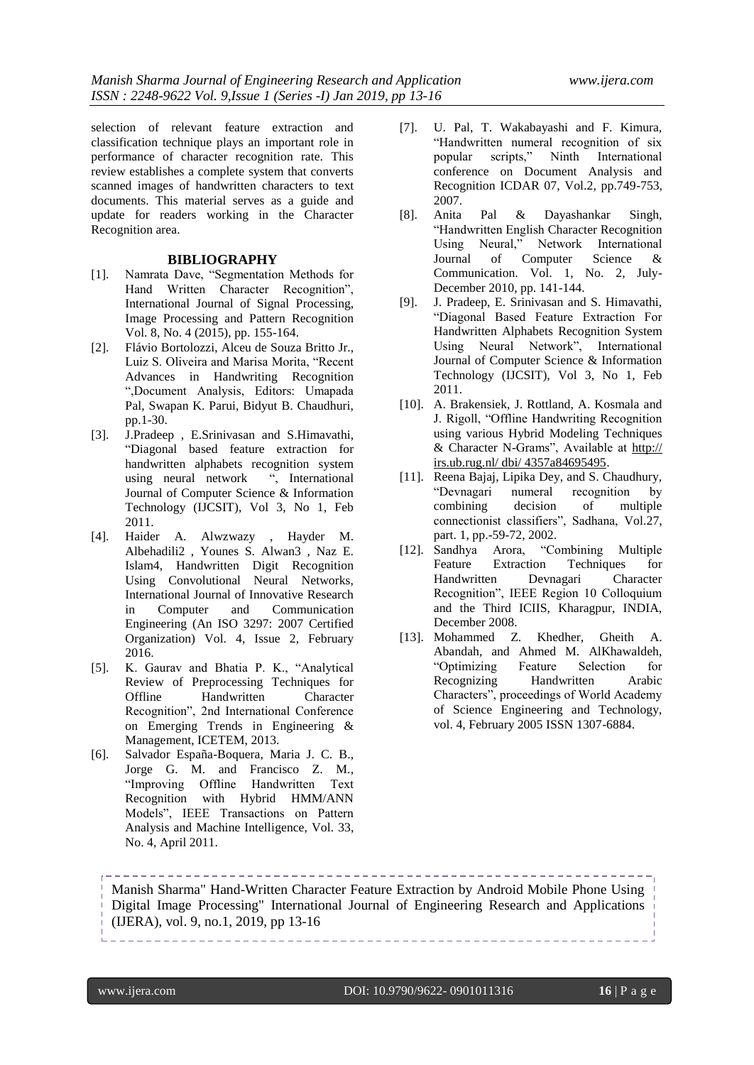selection of relevant feature extraction and classification technique plays an important role in performance of character recognition rate. This review establishes a complete system that converts scanned images of handwritten characters to text documents. This material serves as a guide and update for readers working in the Character Recognition area.

## BIBLIOGRAPHY

[1]. Namrata Dave, "Segmentation Methods for Hand Written Character Recognition", International Journal of Signal Processing, Image Processing and Pattern Recognition Vol. 8, No. 4 (2015), pp. 155-164.

[2]. Flávio Bortolozzi, Alceu de Souza Britto Jr., Luiz S. Oliveira and Marisa Morita, "Recent Advances in Handwriting Recognition ",Document Analysis, Editors: Umapada Pal, Swapan K. Parui, Bidyut B. Chaudhuri, pp.1-30.

[3]. J.Pradeep , E.Srinivasan and S.Himavathi, "Diagonal based feature extraction for handwritten alphabets recognition system using neural network ", International Journal of Computer Science & Information Technology (IJCSIT), Vol 3, No 1, Feb 2011.

[4]. Haider A. Alwzwazy , Hayder M. Albehadili2 , Younes S. Alwan3 , Naz E. Islam4, Handwritten Digit Recognition Using Convolutional Neural Networks, International Journal of Innovative Research in Computer and Communication Engineering (An ISO 3297: 2007 Certified Organization) Vol. 4, Issue 2, February 2016.

[5]. K. Gaurav and Bhatia P. K., "Analytical Review of Preprocessing Techniques for Offline Handwritten Character Recognition", 2nd International Conference on Emerging Trends in Engineering & Management, ICETEM, 2013.

[6]. Salvador España-Boquera, Maria J. C. B., Jorge G. M. and Francisco Z. M., "Improving Offline Handwritten Text Recognition with Hybrid HMM/ANN Models", IEEE Transactions on Pattern Analysis and Machine Intelligence, Vol. 33, No. 4, April 2011.

[7]. U. Pal, T. Wakabayashi and F. Kimura, "Handwritten numeral recognition of six popular scripts," Ninth International conference on Document Analysis and Recognition ICDAR 07, Vol.2, pp.749-753, 2007.

[8]. Anita Pal & Dayashankar Singh, "Handwritten English Character Recognition Using Neural," Network International Journal of Computer Science & Communication. Vol. 1, No. 2, July-December 2010, pp. 141-144.

[9]. J. Pradeep, E. Srinivasan and S. Himavathi, "Diagonal Based Feature Extraction For Handwritten Alphabets Recognition System Using Neural Network", International Journal of Computer Science & Information Technology (IJCSIT), Vol 3, No 1, Feb 2011.

[10]. A. Brakensiek, J. Rottland, A. Kosmala and J. Rigoll, "Offline Handwriting Recognition using various Hybrid Modeling Techniques & Character N-Grams", Available at http:// irs.ub.rug.nl/ dbi/ 4357a84695495.

[11]. Reena Bajaj, Lipika Dey, and S. Chaudhury, "Devnagari numeral recognition by combining decision of multiple connectionist classifiers", Sadhana, Vol.27, part. 1, pp.-59-72, 2002.

[12]. Sandhya Arora, "Combining Multiple Feature Extraction Techniques for Handwritten Devnagari Character Recognition", IEEE Region 10 Colloquium and the Third ICIIS, Kharagpur, INDIA, December 2008.

[13]. Mohammed Z. Khedher, Gheith A. Abandah, and Ahmed M. AlKhawaldeh, "Optimizing Feature Selection for Recognizing Handwritten Arabic Characters", proceedings of World Academy of Science Engineering and Technology, vol. 4, February 2005 ISSN 1307-6884.

Manish Sharma" Hand-Written Character Feature Extraction by Android Mobile Phone Using Digital Image Processing" International Journal of Engineering Research and Applications (IJERA), vol. 9, no.1, 2019, pp 13-16